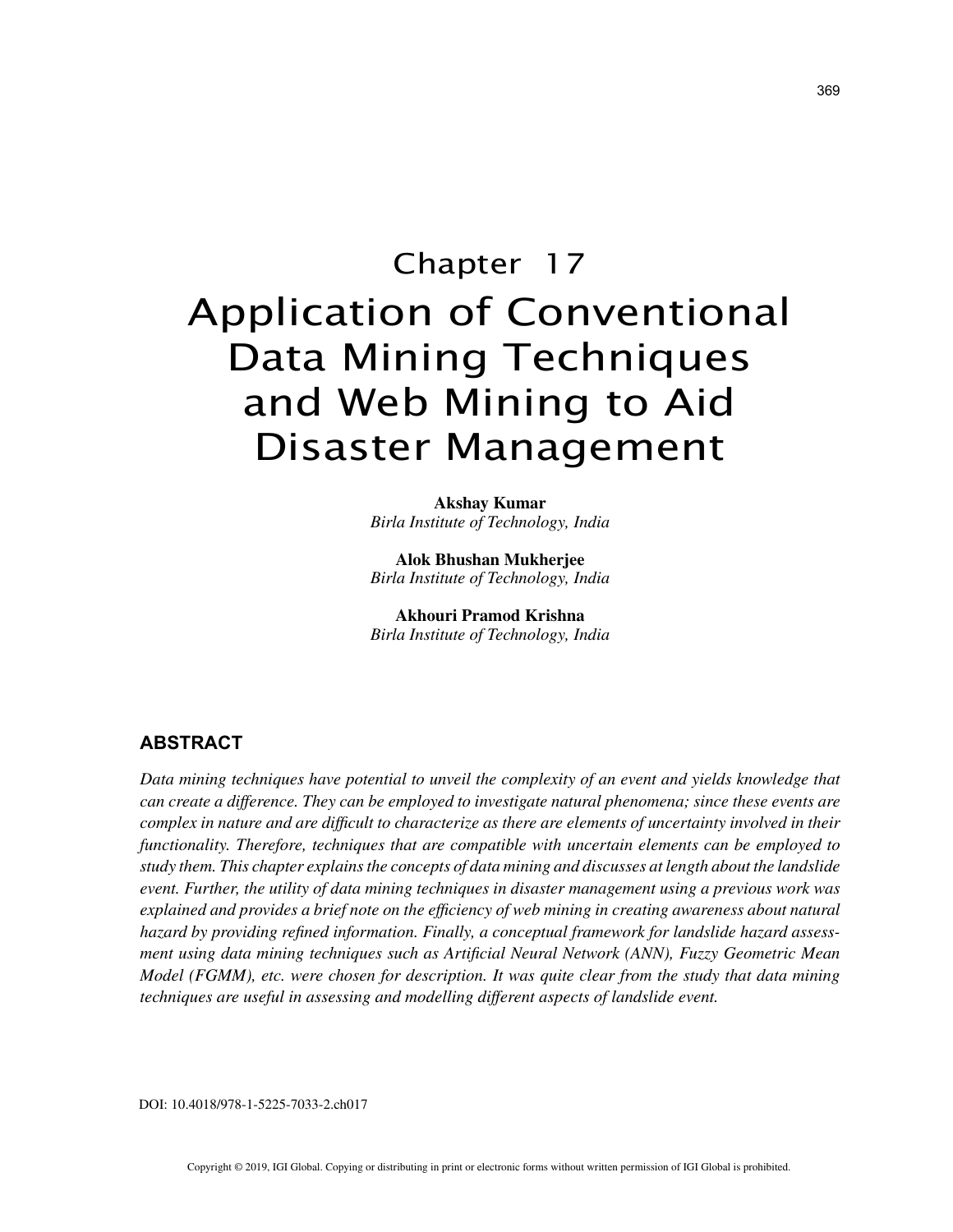# Chapter 17

# Application of Conventional Data Mining Techniques and Web Mining to Aid Disaster Management

**Akshay Kumar**
*Birla Institute of Technology, India*

**Alok Bhushan Mukherjee**
*Birla Institute of Technology, India*

**Akhouri Pramod Krishna**
*Birla Institute of Technology, India*

## ABSTRACT

*Data mining techniques have potential to unveil the complexity of an event and yields knowledge that can create a difference. They can be employed to investigate natural phenomena; since these events are complex in nature and are difficult to characterize as there are elements of uncertainty involved in their functionality. Therefore, techniques that are compatible with uncertain elements can be employed to study them. This chapter explains the concepts of data mining and discusses at length about the landslide event. Further, the utility of data mining techniques in disaster management using a previous work was explained and provides a brief note on the efficiency of web mining in creating awareness about natural hazard by providing refined information. Finally, a conceptual framework for landslide hazard assessment using data mining techniques such as Artificial Neural Network (ANN), Fuzzy Geometric Mean Model (FGMM), etc. were chosen for description. It was quite clear from the study that data mining techniques are useful in assessing and modelling different aspects of landslide event.*

DOI: 10.4018/978-1-5225-7033-2.ch017

Copyright © 2019, IGI Global. Copying or distributing in print or electronic forms without written permission of IGI Global is prohibited.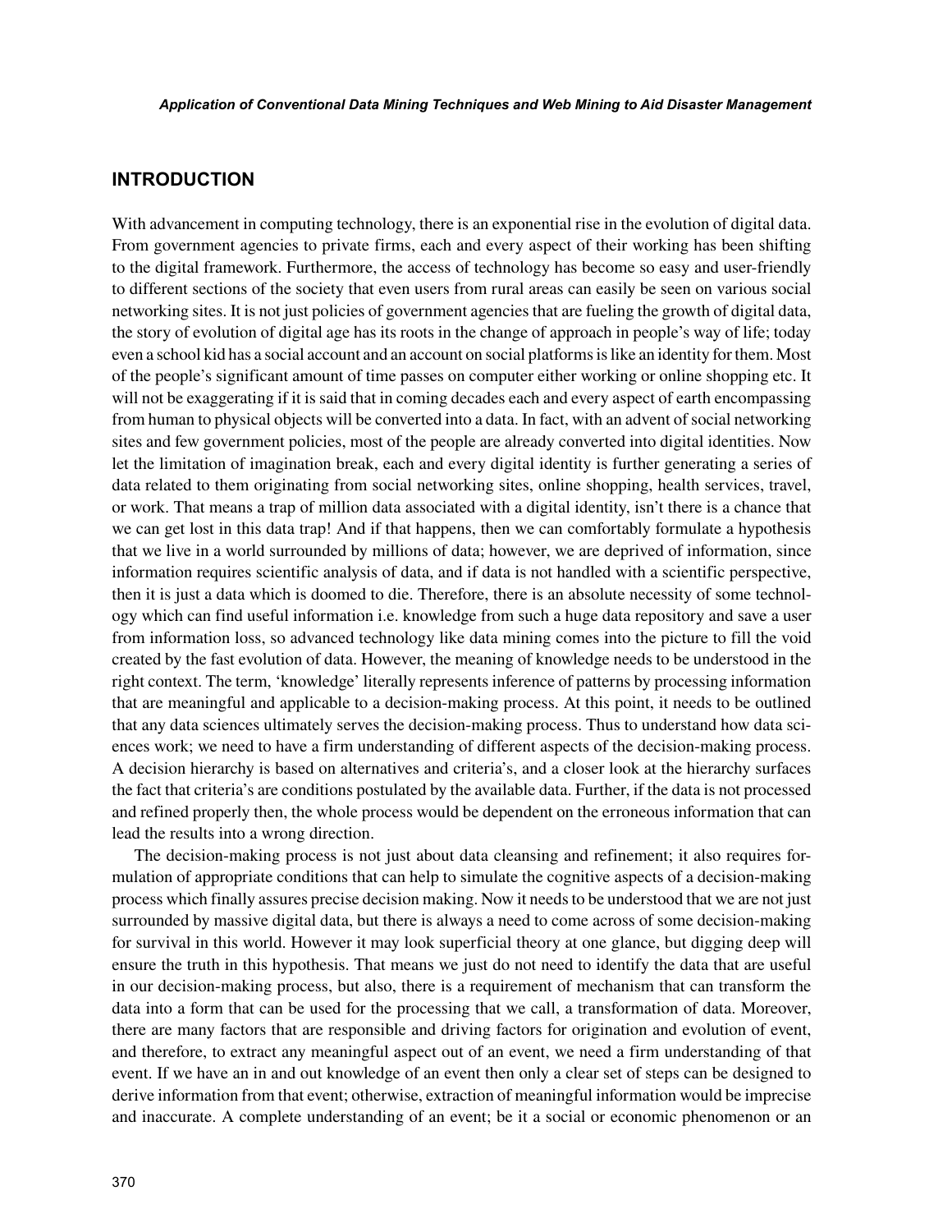## INTRODUCTION

With advancement in computing technology, there is an exponential rise in the evolution of digital data. From government agencies to private firms, each and every aspect of their working has been shifting to the digital framework. Furthermore, the access of technology has become so easy and user-friendly to different sections of the society that even users from rural areas can easily be seen on various social networking sites. It is not just policies of government agencies that are fueling the growth of digital data, the story of evolution of digital age has its roots in the change of approach in people's way of life; today even a school kid has a social account and an account on social platforms is like an identity for them. Most of the people's significant amount of time passes on computer either working or online shopping etc. It will not be exaggerating if it is said that in coming decades each and every aspect of earth encompassing from human to physical objects will be converted into a data. In fact, with an advent of social networking sites and few government policies, most of the people are already converted into digital identities. Now let the limitation of imagination break, each and every digital identity is further generating a series of data related to them originating from social networking sites, online shopping, health services, travel, or work. That means a trap of million data associated with a digital identity, isn't there is a chance that we can get lost in this data trap! And if that happens, then we can comfortably formulate a hypothesis that we live in a world surrounded by millions of data; however, we are deprived of information, since information requires scientific analysis of data, and if data is not handled with a scientific perspective, then it is just a data which is doomed to die. Therefore, there is an absolute necessity of some technology which can find useful information i.e. knowledge from such a huge data repository and save a user from information loss, so advanced technology like data mining comes into the picture to fill the void created by the fast evolution of data. However, the meaning of knowledge needs to be understood in the right context. The term, 'knowledge' literally represents inference of patterns by processing information that are meaningful and applicable to a decision-making process. At this point, it needs to be outlined that any data sciences ultimately serves the decision-making process. Thus to understand how data sciences work; we need to have a firm understanding of different aspects of the decision-making process. A decision hierarchy is based on alternatives and criteria's, and a closer look at the hierarchy surfaces the fact that criteria's are conditions postulated by the available data. Further, if the data is not processed and refined properly then, the whole process would be dependent on the erroneous information that can lead the results into a wrong direction.

The decision-making process is not just about data cleansing and refinement; it also requires formulation of appropriate conditions that can help to simulate the cognitive aspects of a decision-making process which finally assures precise decision making. Now it needs to be understood that we are not just surrounded by massive digital data, but there is always a need to come across of some decision-making for survival in this world. However it may look superficial theory at one glance, but digging deep will ensure the truth in this hypothesis. That means we just do not need to identify the data that are useful in our decision-making process, but also, there is a requirement of mechanism that can transform the data into a form that can be used for the processing that we call, a transformation of data. Moreover, there are many factors that are responsible and driving factors for origination and evolution of event, and therefore, to extract any meaningful aspect out of an event, we need a firm understanding of that event. If we have an in and out knowledge of an event then only a clear set of steps can be designed to derive information from that event; otherwise, extraction of meaningful information would be imprecise and inaccurate. A complete understanding of an event; be it a social or economic phenomenon or an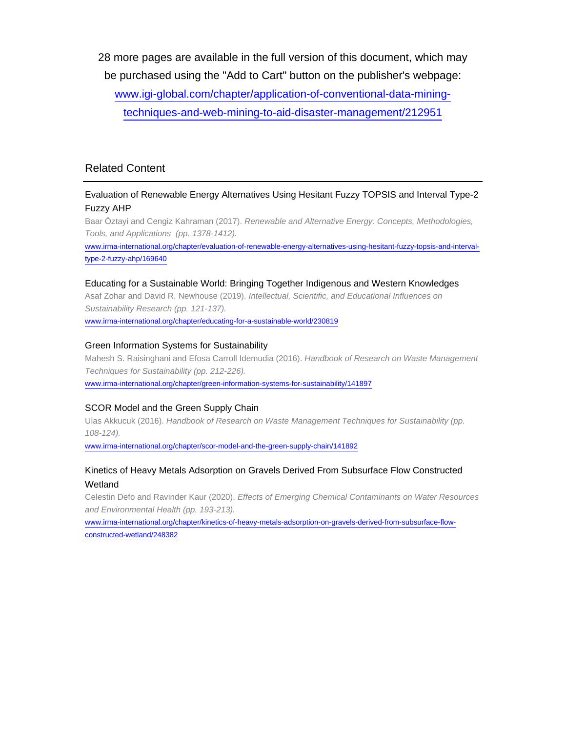28 more pages are available in the full version of this document, which may be purchased using the "Add to Cart" button on the publisher's webpage: [www.igi-global.com/chapter/application-of-conventional-data-mining-techniques-and-web-mining-to-aid-disaster-management/212951](www.igi-global.com/chapter/application-of-conventional-data-mining-techniques-and-web-mining-to-aid-disaster-management/212951)

## Related Content

**Evaluation of Renewable Energy Alternatives Using Hesitant Fuzzy TOPSIS and Interval Type-2 Fuzzy AHP**
Baar Öztayi and Cengiz Kahraman (2017). *Renewable and Alternative Energy: Concepts, Methodologies, Tools, and Applications (pp. 1378-1412).*
[www.irma-international.org/chapter/evaluation-of-renewable-energy-alternatives-using-hesitant-fuzzy-topsis-and-interval-type-2-fuzzy-ahp/169640](www.irma-international.org/chapter/evaluation-of-renewable-energy-alternatives-using-hesitant-fuzzy-topsis-and-interval-type-2-fuzzy-ahp/169640)

**Educating for a Sustainable World: Bringing Together Indigenous and Western Knowledges**
Asaf Zohar and David R. Newhouse (2019). *Intellectual, Scientific, and Educational Influences on Sustainability Research (pp. 121-137).*
[www.irma-international.org/chapter/educating-for-a-sustainable-world/230819](www.irma-international.org/chapter/educating-for-a-sustainable-world/230819)

**Green Information Systems for Sustainability**
Mahesh S. Raisinghani and Efosa Carroll Idemudia (2016). *Handbook of Research on Waste Management Techniques for Sustainability (pp. 212-226).*
[www.irma-international.org/chapter/green-information-systems-for-sustainability/141897](www.irma-international.org/chapter/green-information-systems-for-sustainability/141897)

**SCOR Model and the Green Supply Chain**
Ulas Akkucuk (2016). *Handbook of Research on Waste Management Techniques for Sustainability (pp. 108-124).*
[www.irma-international.org/chapter/scor-model-and-the-green-supply-chain/141892](www.irma-international.org/chapter/scor-model-and-the-green-supply-chain/141892)

**Kinetics of Heavy Metals Adsorption on Gravels Derived From Subsurface Flow Constructed Wetland**
Celestin Defo and Ravinder Kaur (2020). *Effects of Emerging Chemical Contaminants on Water Resources and Environmental Health (pp. 193-213).*
[www.irma-international.org/chapter/kinetics-of-heavy-metals-adsorption-on-gravels-derived-from-subsurface-flow-constructed-wetland/248382](www.irma-international.org/chapter/kinetics-of-heavy-metals-adsorption-on-gravels-derived-from-subsurface-flow-constructed-wetland/248382)